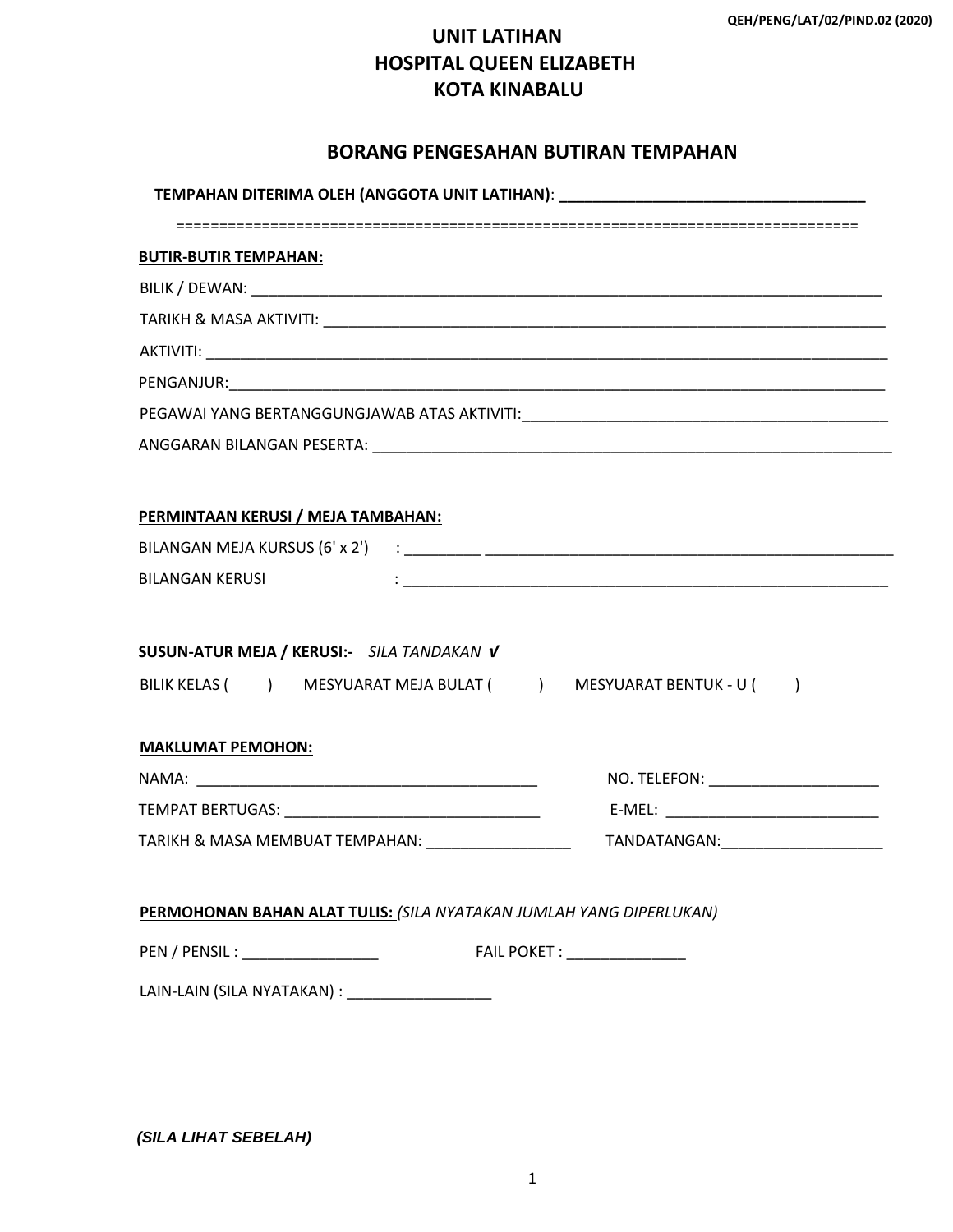QEH/PENG/LAT/02/PIND.02 (2020)

# UNIT LATIHAN
# HOSPITAL QUEEN ELIZABETH
# KOTA KINABALU

## BORANG PENGESAHAN BUTIRAN TEMPAHAN

**TEMPAHAN DITERIMA OLEH (ANGGOTA UNIT LATIHAN)**: ___________________________________

==============================================================================

**BUTIR-BUTIR TEMPAHAN:**

BILIK / DEWAN: ___________________________________________________________________________

TARIKH & MASA AKTIVITI: ___________________________________________________________________

AKTIVITI: ________________________________________________________________________________

PENGANJUR:_______________________________________________________________________________

PEGAWAI YANG BERTANGGUNGJAWAB ATAS AKTIVITI:_____________________________________________

ANGGARAN BILANGAN PESERTA: ______________________________________________________________

**PERMINTAAN KERUSI / MEJA TAMBAHAN:**

BILANGAN MEJA KURSUS (6' x 2') : _________ _______________________________________________

BILANGAN KERUSI : _________________________________________________________

**SUSUN-ATUR MEJA / KERUSI**:- *SILA TANDAKAN* **√**

BILIK KELAS (    )    MESYUARAT MEJA BULAT (    )    MESYUARAT BENTUK - U (    )

**MAKLUMAT PEMOHON:**

NAMA: ________________________________________    NO. TELEFON: ____________________

TEMPAT BERTUGAS: ______________________________    E-MEL: _________________________

TARIKH & MASA MEMBUAT TEMPAHAN: _________________    TANDATANGAN:___________________

**PERMOHONAN BAHAN ALAT TULIS:** *(SILA NYATAKAN JUMLAH YANG DIPERLUKAN)*

PEN / PENSIL : ________________    FAIL POKET : ______________

LAIN-LAIN (SILA NYATAKAN) : _________________

***(SILA LIHAT SEBELAH)***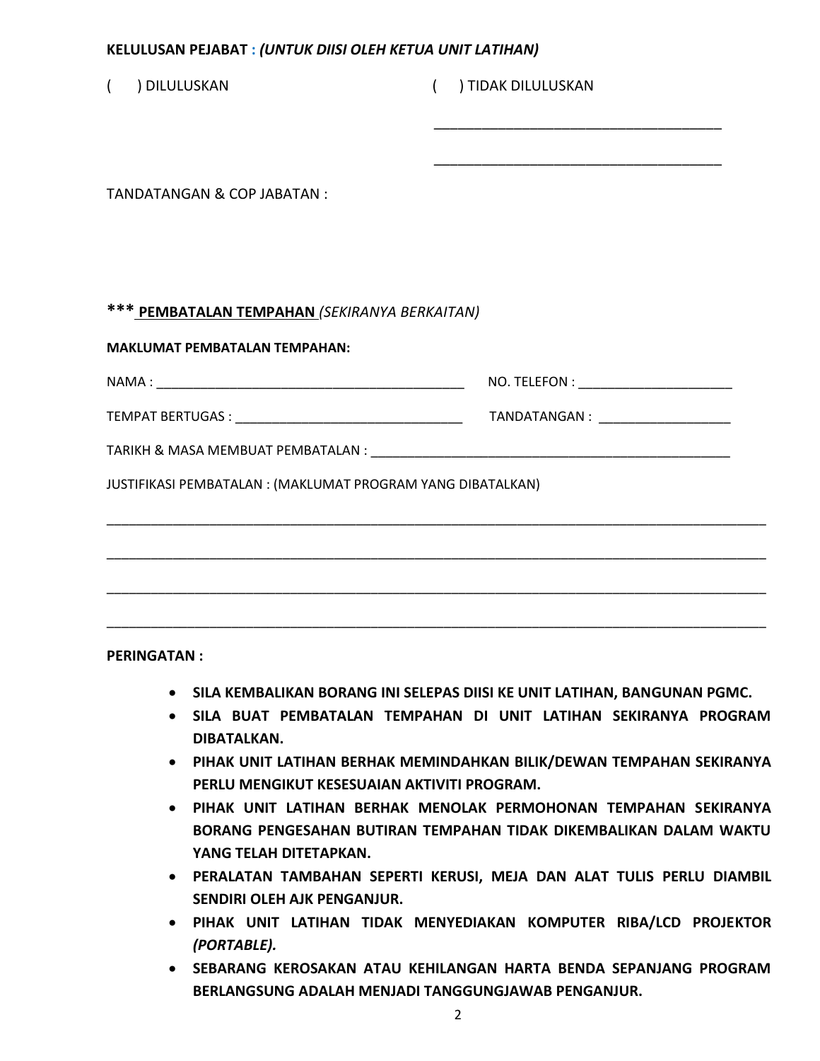**KELULUSAN PEJABAT :** ***(UNTUK DIISI OLEH KETUA UNIT LATIHAN)***

(    ) DILULUSKAN                                        (    ) TIDAK DILULUSKAN

_______________________________________

_______________________________________

TANDATANGAN & COP JABATAN :

**\*\*\* <u>PEMBATALAN TEMPAHAN</u>** *(SEKIRANYA BERKAITAN)*

**MAKLUMAT PEMBATALAN TEMPAHAN:**

NAMA : ____________________________________________    NO. TELEFON : ______________________

TEMPAT BERTUGAS : ________________________________    TANDATANGAN : ___________________

TARIKH & MASA MEMBUAT PEMBATALAN : ____________________________________________________

JUSTIFIKASI PEMBATALAN : (MAKLUMAT PROGRAM YANG DIBATALKAN)

______________________________________________________________________________________________

______________________________________________________________________________________________

______________________________________________________________________________________________

______________________________________________________________________________________________

**PERINGATAN :**

- **SILA KEMBALIKAN BORANG INI SELEPAS DIISI KE UNIT LATIHAN, BANGUNAN PGMC.**
- **SILA BUAT PEMBATALAN TEMPAHAN DI UNIT LATIHAN SEKIRANYA PROGRAM DIBATALKAN.**
- **PIHAK UNIT LATIHAN BERHAK MEMINDAHKAN BILIK/DEWAN TEMPAHAN SEKIRANYA PERLU MENGIKUT KESESUAIAN AKTIVITI PROGRAM.**
- **PIHAK UNIT LATIHAN BERHAK MENOLAK PERMOHONAN TEMPAHAN SEKIRANYA BORANG PENGESAHAN BUTIRAN TEMPAHAN TIDAK DIKEMBALIKAN DALAM WAKTU YANG TELAH DITETAPKAN.**
- **PERALATAN TAMBAHAN SEPERTI KERUSI, MEJA DAN ALAT TULIS PERLU DIAMBIL SENDIRI OLEH AJK PENGANJUR.**
- **PIHAK UNIT LATIHAN TIDAK MENYEDIAKAN KOMPUTER RIBA/LCD PROJEKTOR *(PORTABLE).***
- **SEBARANG KEROSAKAN ATAU KEHILANGAN HARTA BENDA SEPANJANG PROGRAM BERLANGSUNG ADALAH MENJADI TANGGUNGJAWAB PENGANJUR.**